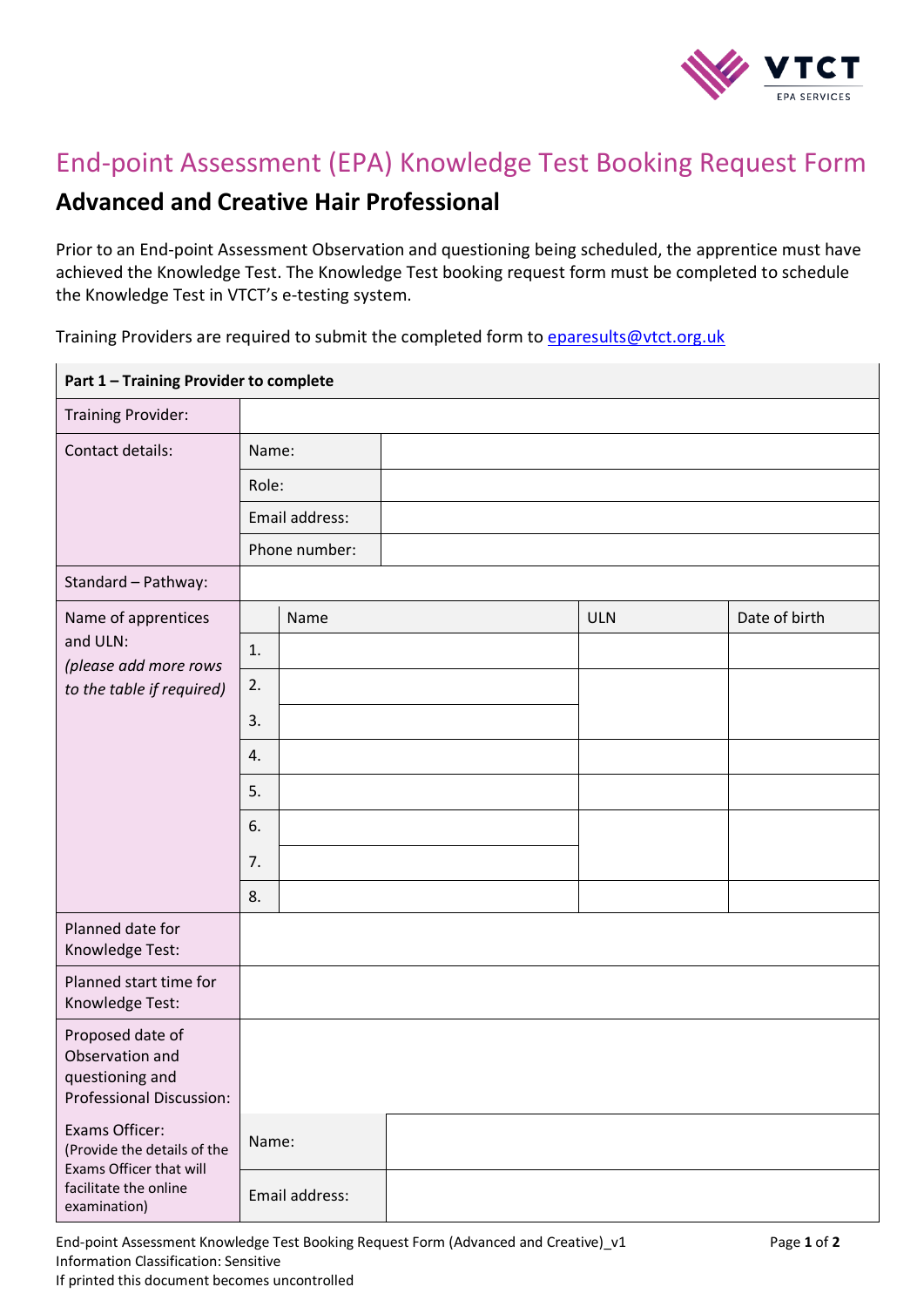# End-point Assessment (EPA) Knowledge Test Booking Request Form

## Advanced and Creative Hair Professional

Prior to an End-point Assessment Observation and questioning being scheduled, the apprentice must have achieved the Knowledge Test. The Knowledge Test booking request form must be completed to schedule the Knowledge Test in VTCT's e-testing system.

Training Providers are required to submit the completed form to eparesults@vtct.org.uk

| **Part 1 – Training Provider to complete** | | | | |
|---|---|---|---|---|
| Training Provider: | | | | |
| Contact details: | Name: | | | |
| | Role: | | | |
| | Email address: | | | |
| | Phone number: | | | |
| Standard – Pathway: | | | | |
| Name of apprentices and ULN: *(please add more rows to the table if required)* | | Name | ULN | Date of birth |
| | 1. | | | |
| | 2. | | | |
| | 3. | | | |
| | 4. | | | |
| | 5. | | | |
| | 6. | | | |
| | 7. | | | |
| | 8. | | | |
| Planned date for Knowledge Test: | | | | |
| Planned start time for Knowledge Test: | | | | |
| Proposed date of Observation and questioning and Professional Discussion: | | | | |
| Exams Officer: (Provide the details of the Exams Officer that will facilitate the online examination) | Name: | | | |
| | Email address: | | | |

End-point Assessment Knowledge Test Booking Request Form (Advanced and Creative)_v1
Information Classification: Sensitive
If printed this document becomes uncontrolled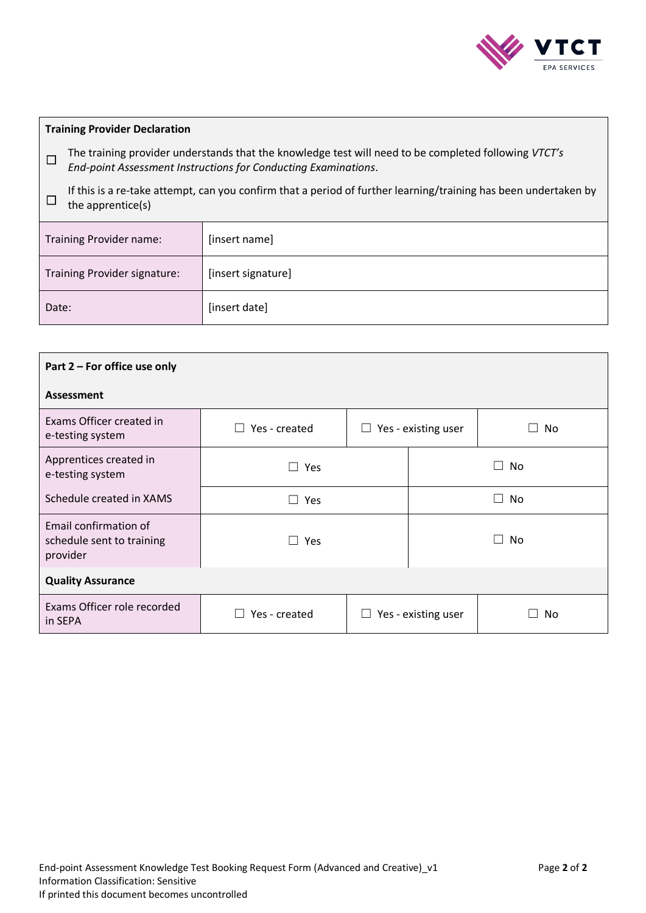| **Training Provider Declaration** | |
|---|---|
| ☐ The training provider understands that the knowledge test will need to be completed following *VTCT's End-point Assessment Instructions for Conducting Examinations*. | |
| ☐ If this is a re-take attempt, can you confirm that a period of further learning/training has been undertaken by the apprentice(s) | |
| Training Provider name: | [insert name] |
| Training Provider signature: | [insert signature] |
| Date: | [insert date] |

| **Part 2 – For office use only** | | | |
|---|---|---|---|
| **Assessment** | | | |
| Exams Officer created in e-testing system | ☐ Yes - created | ☐ Yes - existing user | ☐ No |
| Apprentices created in e-testing system | ☐ Yes | | ☐ No |
| Schedule created in XAMS | ☐ Yes | | ☐ No |
| Email confirmation of schedule sent to training provider | ☐ Yes | | ☐ No |
| **Quality Assurance** | | | |
| Exams Officer role recorded in SEPA | ☐ Yes - created | ☐ Yes - existing user | ☐ No |